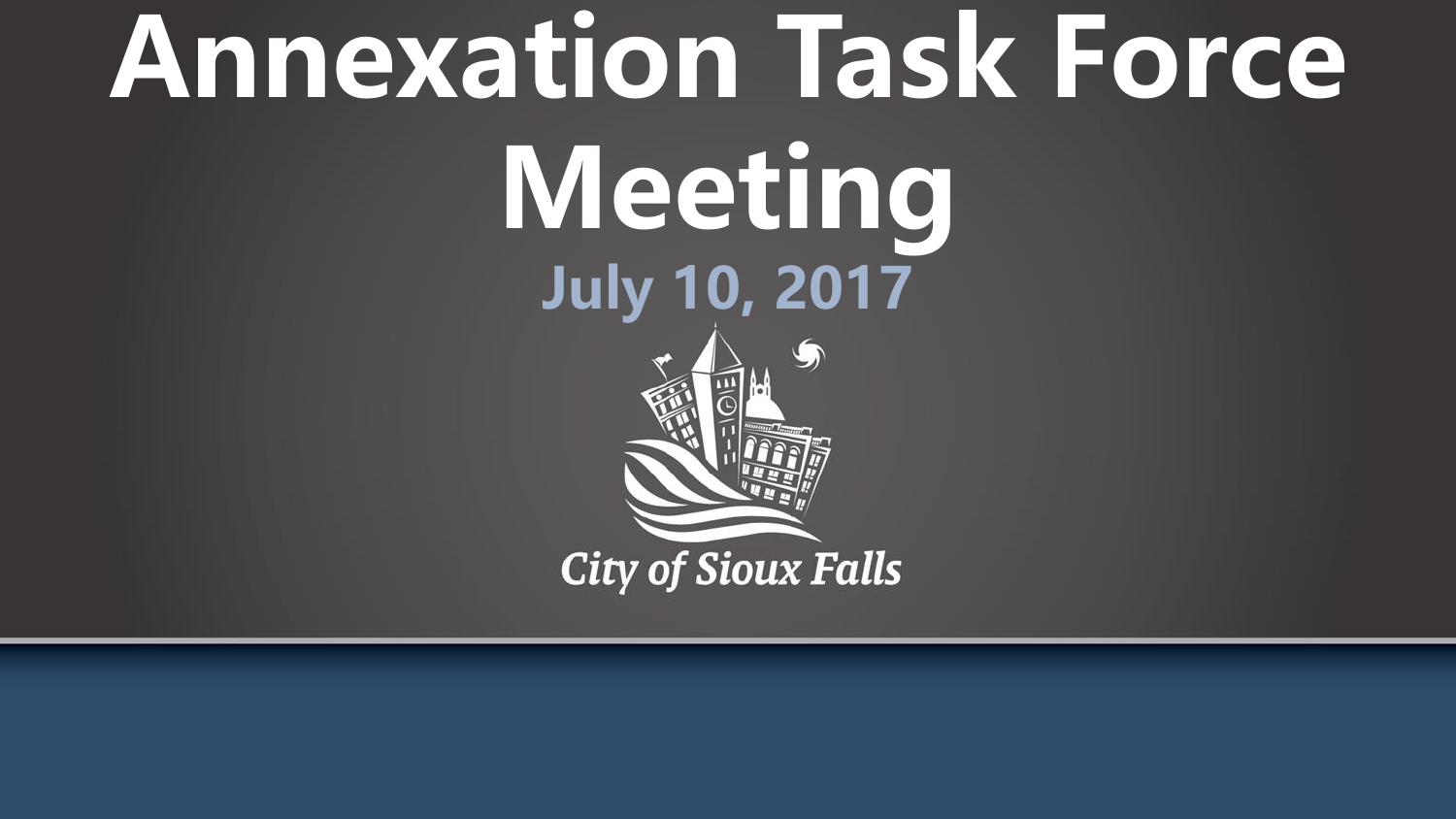# Annexation Task Force Meeting

**July 10, 2017**

*City of Sioux Falls*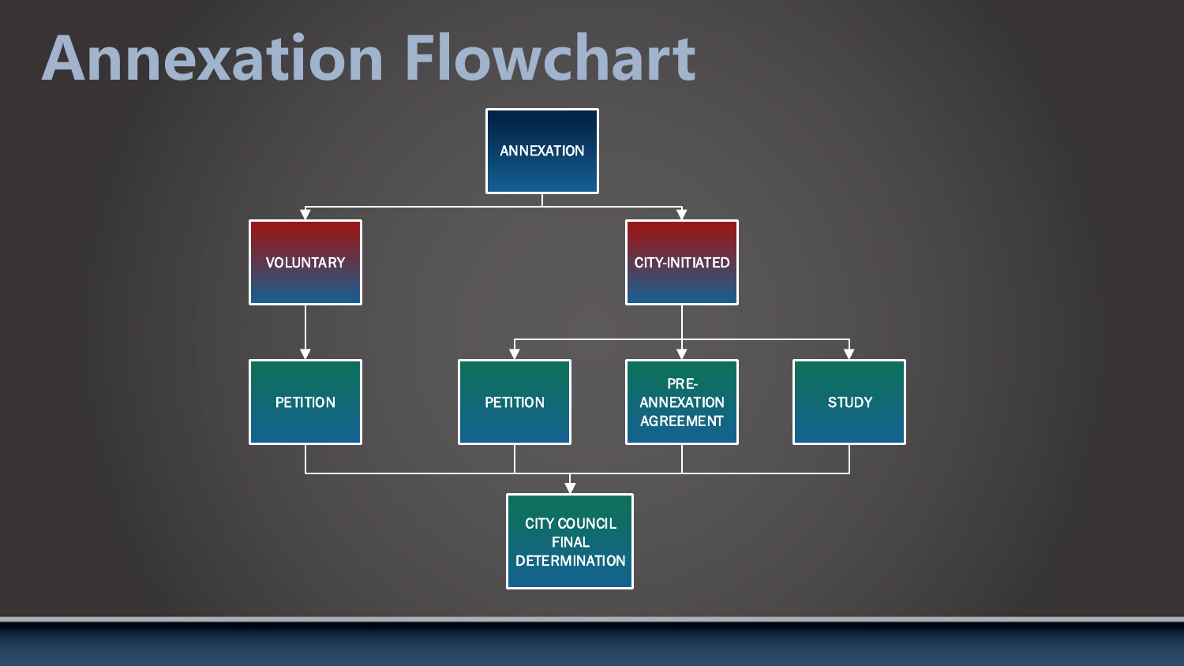# Annexation Flowchart

- ANNEXATION
  - VOLUNTARY
    - PETITION
  - CITY-INITIATED
    - PETITION
    - PRE-ANNEXATION AGREEMENT
    - STUDY
- CITY COUNCIL FINAL DETERMINATION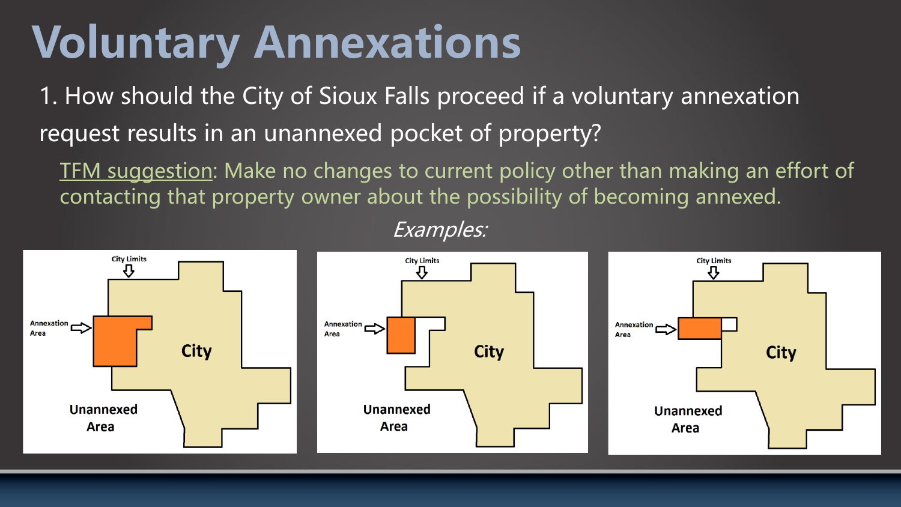# Voluntary Annexations

1. How should the City of Sioux Falls proceed if a voluntary annexation request results in an unannexed pocket of property?

TFM suggestion: Make no changes to current policy other than making an effort of contacting that property owner about the possibility of becoming annexed.

*Examples:*

City Limits
Annexation Area
City
Unannexed Area

City Limits
Annexation Area
City
Unannexed Area

City Limits
Annexation Area
City
Unannexed Area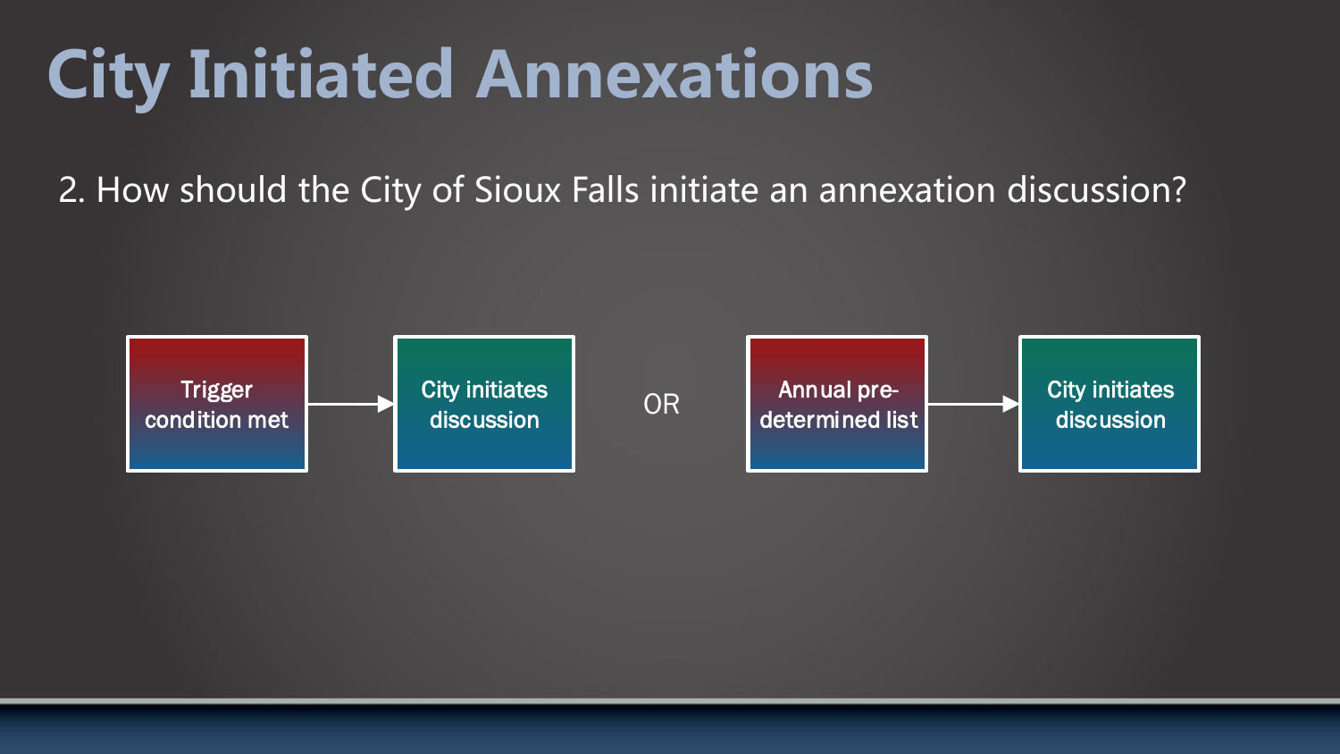# City Initiated Annexations

2. How should the City of Sioux Falls initiate an annexation discussion?

Trigger condition met → City initiates discussion

OR

Annual pre-determined list → City initiates discussion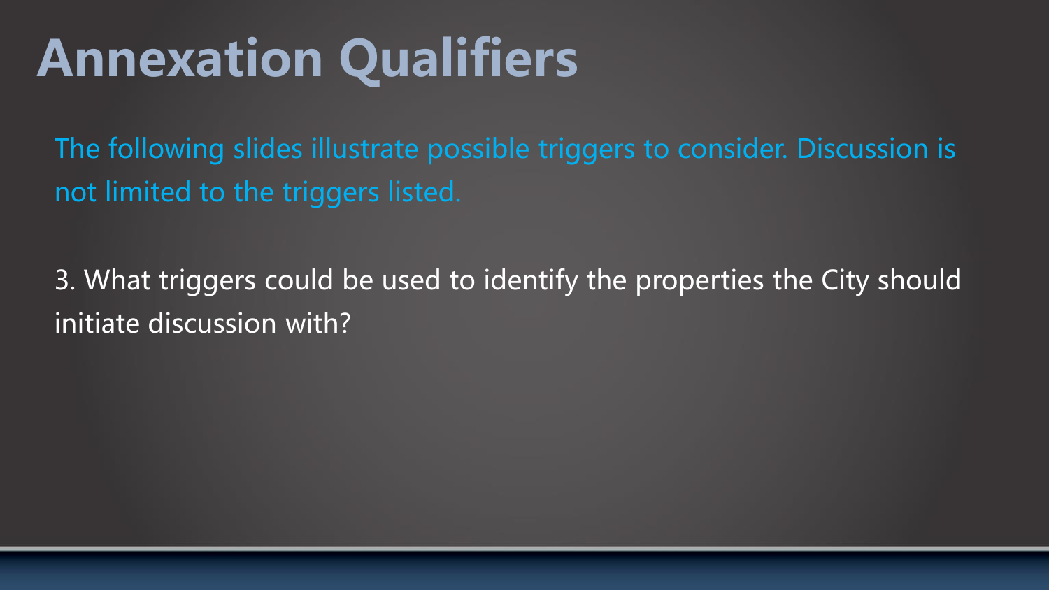# Annexation Qualifiers

The following slides illustrate possible triggers to consider. Discussion is not limited to the triggers listed.

3. What triggers could be used to identify the properties the City should initiate discussion with?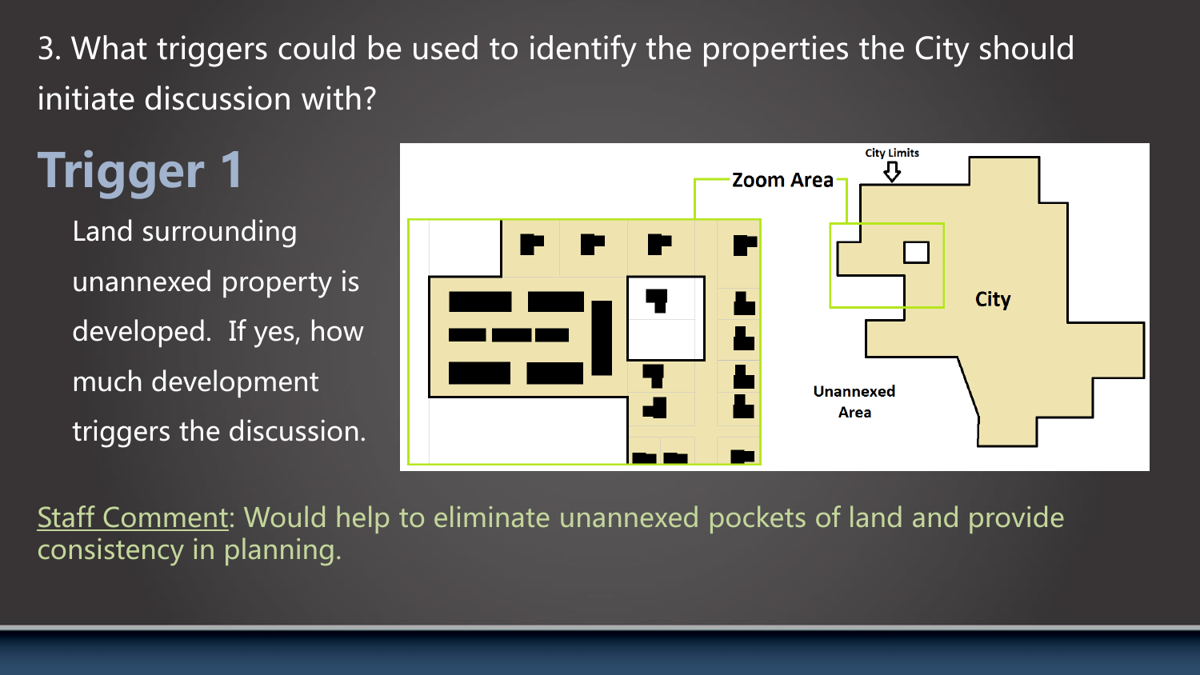3. What triggers could be used to identify the properties the City should initiate discussion with?

# Trigger 1

Land surrounding unannexed property is developed. If yes, how much development triggers the discussion.

Zoom Area

City Limits

City

Unannexed Area

Staff Comment: Would help to eliminate unannexed pockets of land and provide consistency in planning.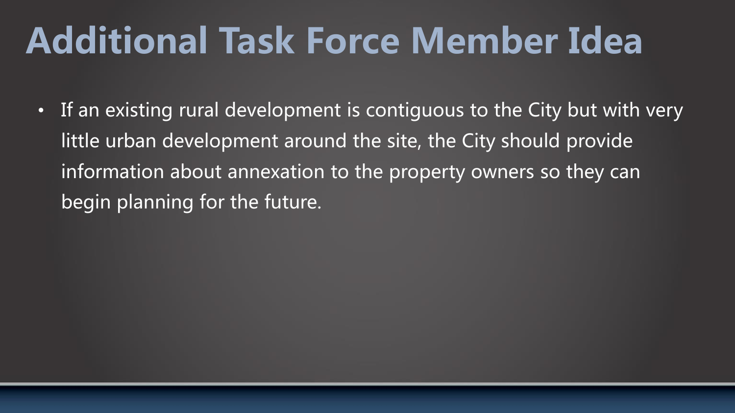# Additional Task Force Member Idea

- If an existing rural development is contiguous to the City but with very little urban development around the site, the City should provide information about annexation to the property owners so they can begin planning for the future.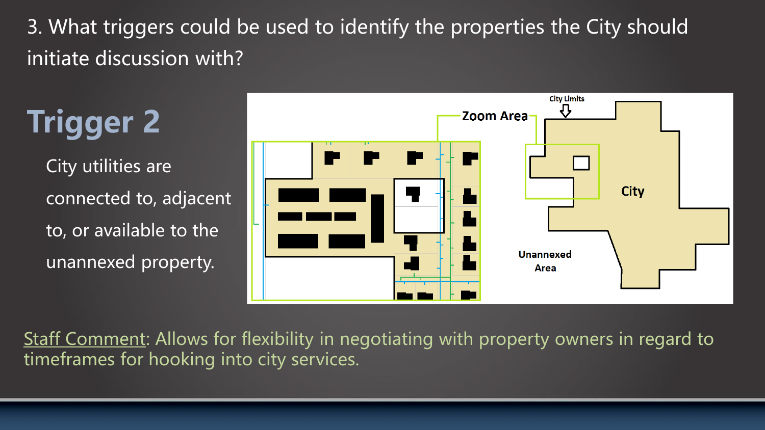3. What triggers could be used to identify the properties the City should initiate discussion with?

## Trigger 2

City utilities are connected to, adjacent to, or available to the unannexed property.

Staff Comment: Allows for flexibility in negotiating with property owners in regard to timeframes for hooking into city services.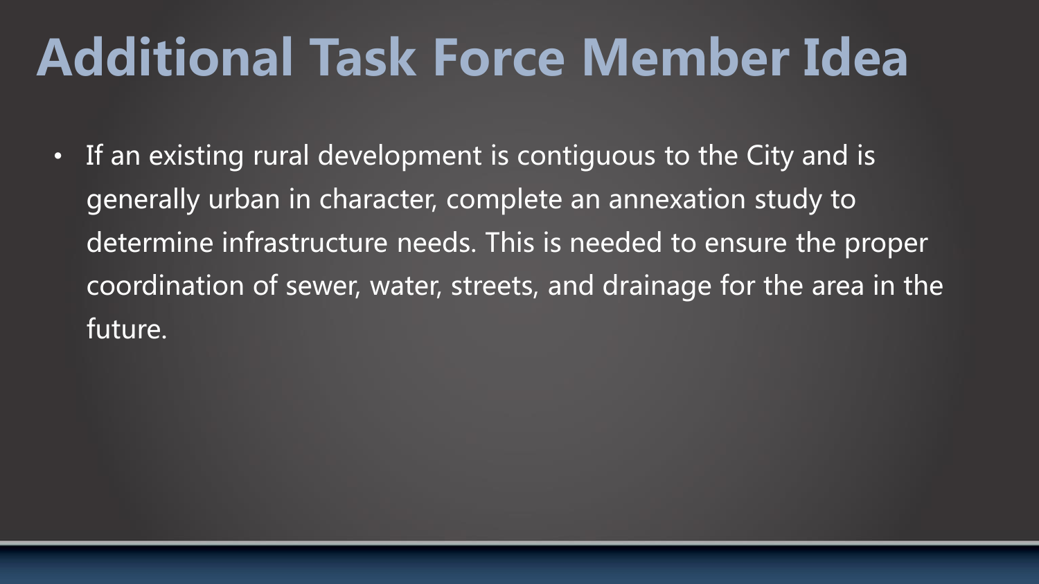# Additional Task Force Member Idea

- If an existing rural development is contiguous to the City and is generally urban in character, complete an annexation study to determine infrastructure needs. This is needed to ensure the proper coordination of sewer, water, streets, and drainage for the area in the future.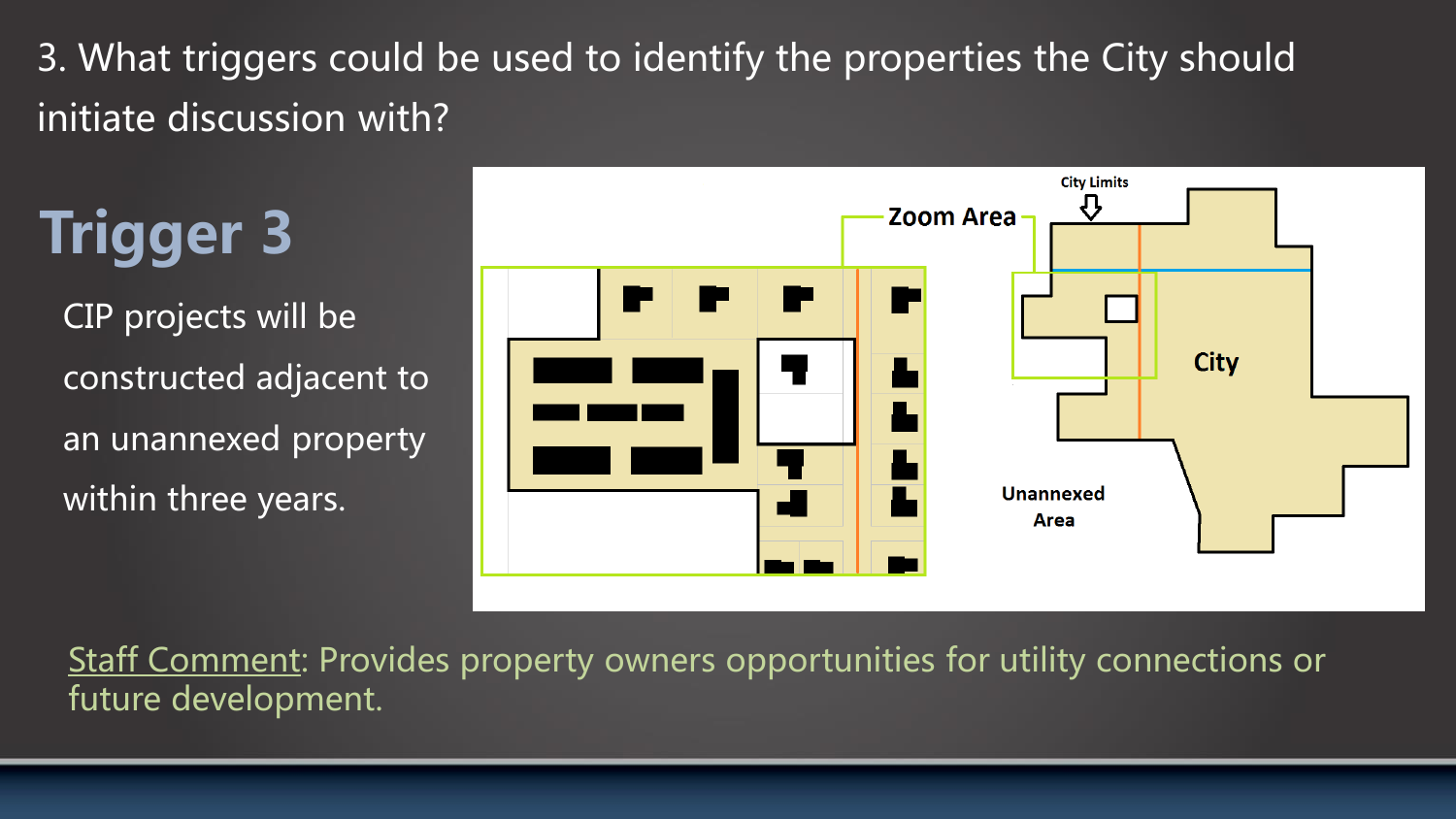3. What triggers could be used to identify the properties the City should initiate discussion with?

# Trigger 3

CIP projects will be constructed adjacent to an unannexed property within three years.

Zoom Area

City Limits

City

Unannexed Area

Staff Comment: Provides property owners opportunities for utility connections or future development.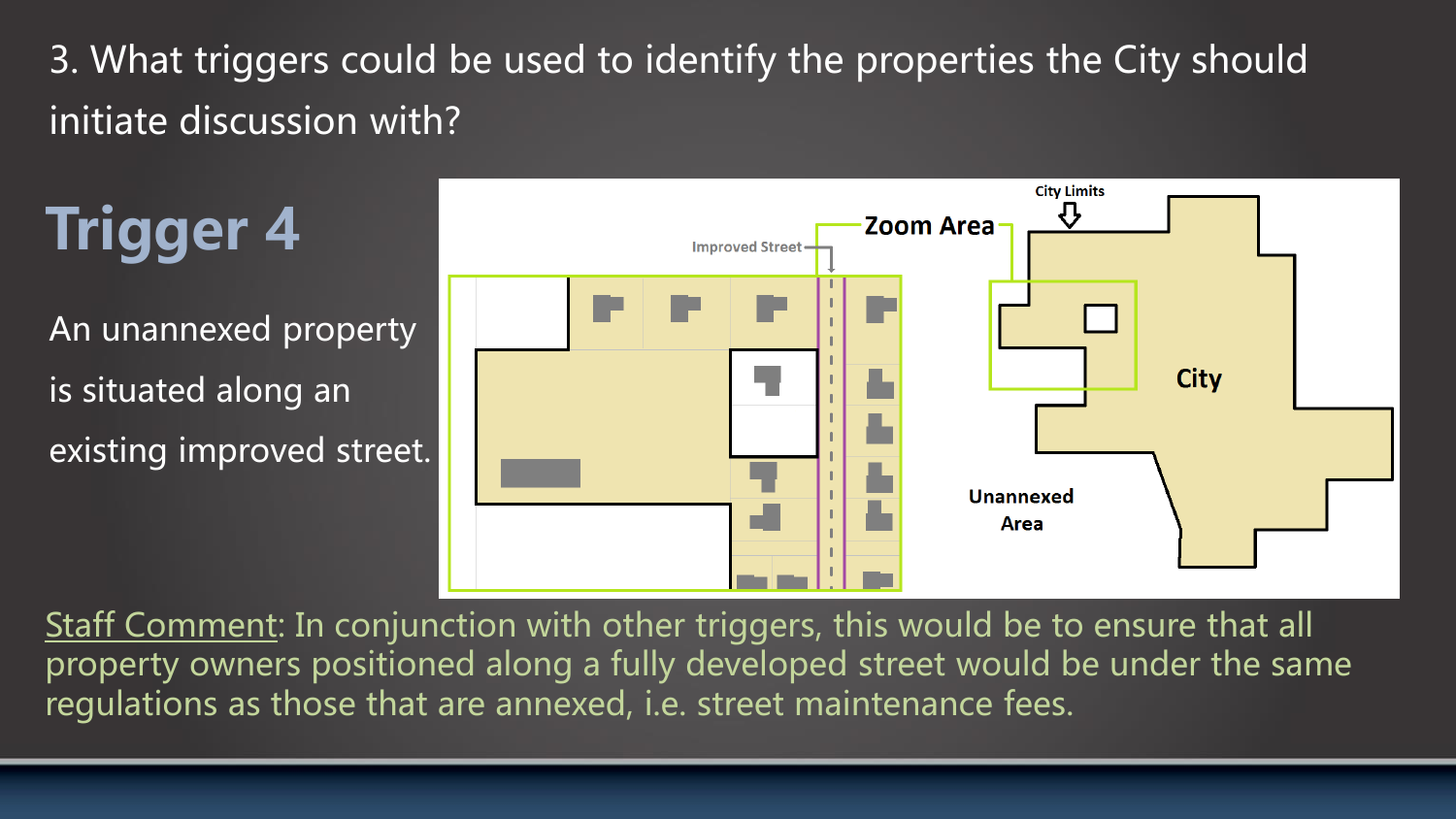3. What triggers could be used to identify the properties the City should initiate discussion with?

# Trigger 4

An unannexed property is situated along an existing improved street.

Improved Street

Zoom Area

City Limits

City

Unannexed Area

Staff Comment: In conjunction with other triggers, this would be to ensure that all property owners positioned along a fully developed street would be under the same regulations as those that are annexed, i.e. street maintenance fees.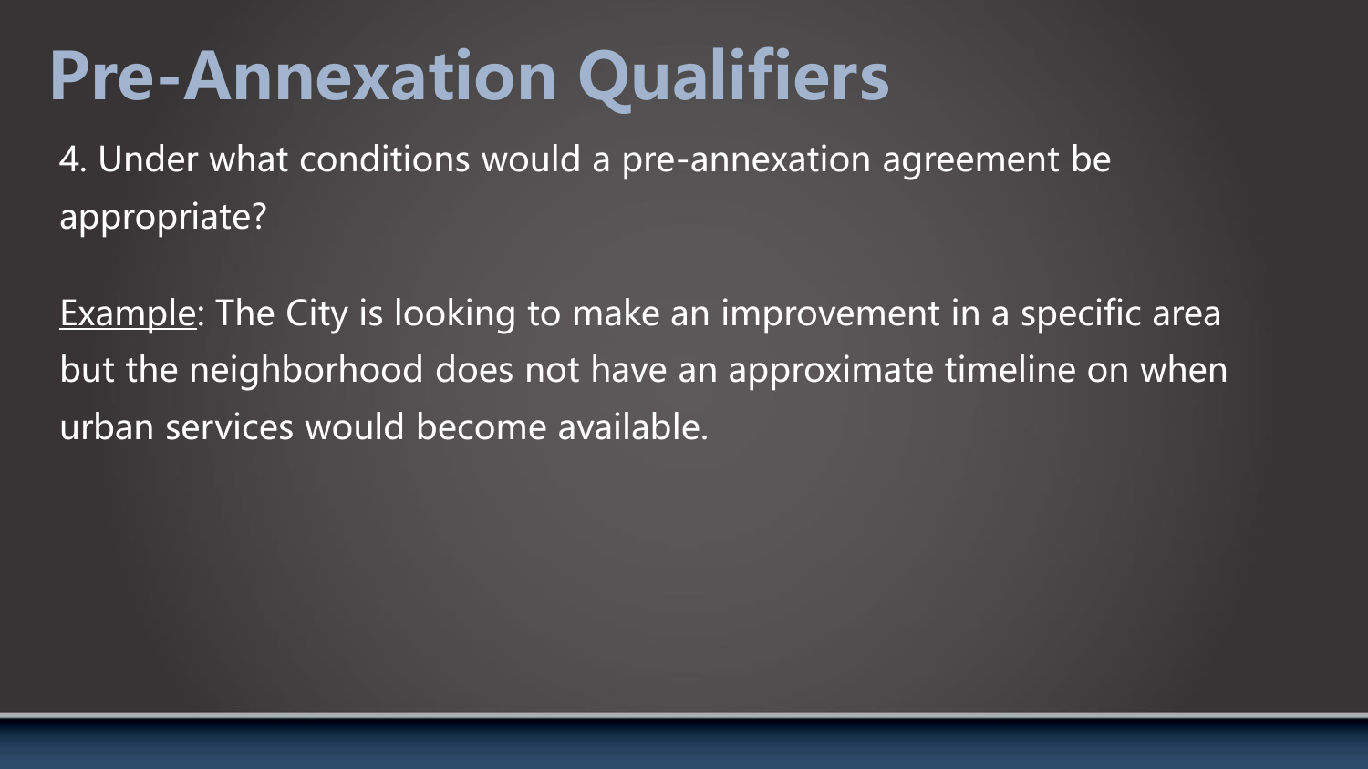# Pre-Annexation Qualifiers

4. Under what conditions would a pre-annexation agreement be appropriate?

<u>Example</u>: The City is looking to make an improvement in a specific area but the neighborhood does not have an approximate timeline on when urban services would become available.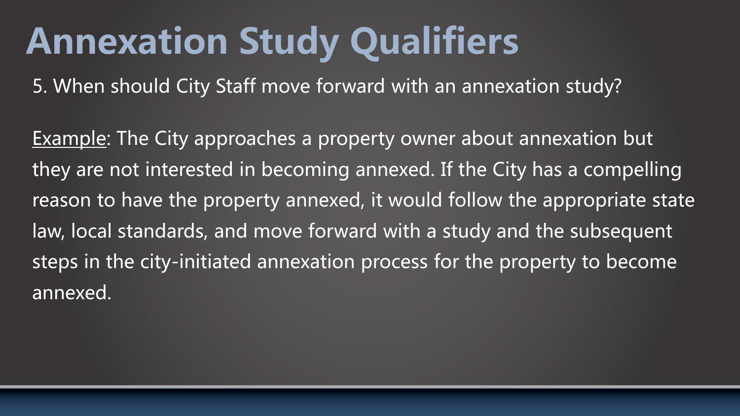# Annexation Study Qualifiers

5. When should City Staff move forward with an annexation study?

Example: The City approaches a property owner about annexation but they are not interested in becoming annexed. If the City has a compelling reason to have the property annexed, it would follow the appropriate state law, local standards, and move forward with a study and the subsequent steps in the city-initiated annexation process for the property to become annexed.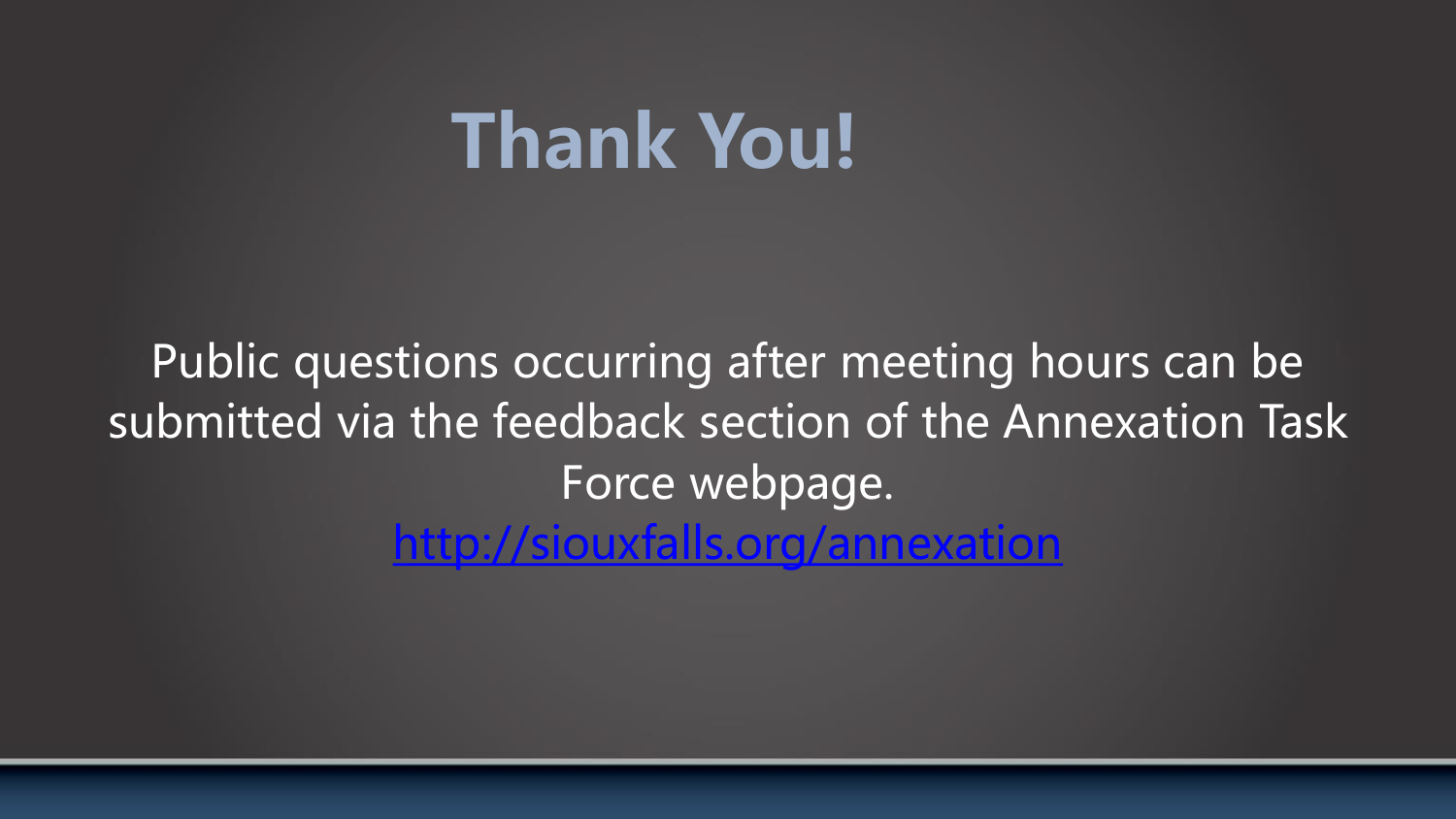# Thank You!

Public questions occurring after meeting hours can be submitted via the feedback section of the Annexation Task Force webpage.

[http://siouxfalls.org/annexation](http://siouxfalls.org/annexation)